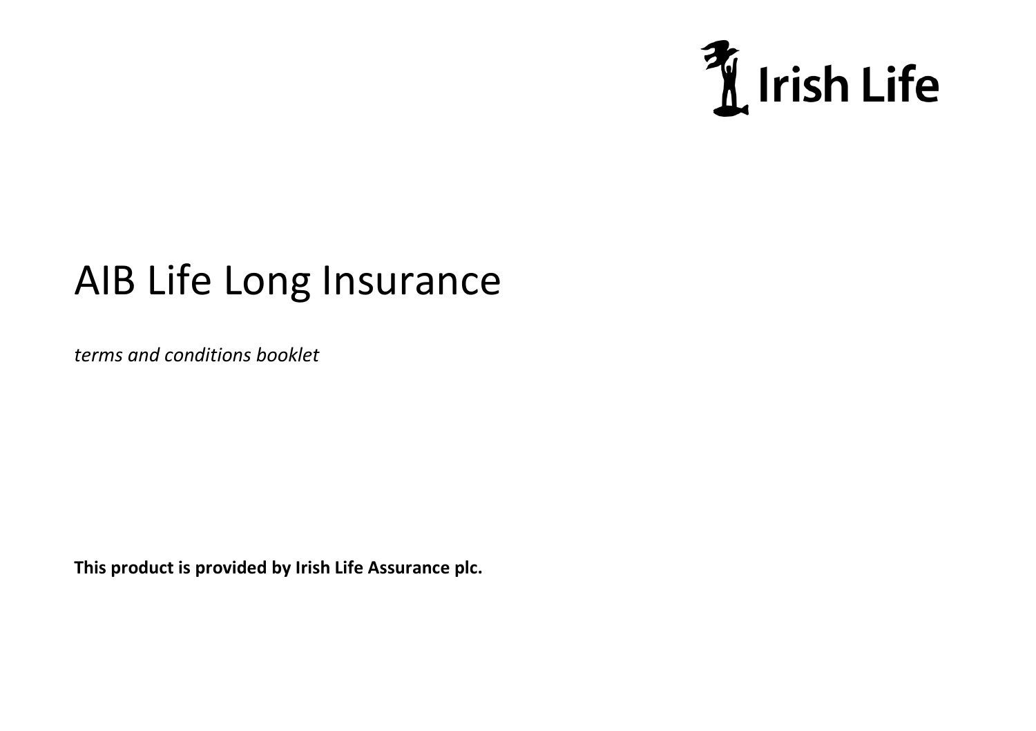Irish Life

# AIB Life Long Insurance

*terms and conditions booklet*

**This product is provided by Irish Life Assurance plc.**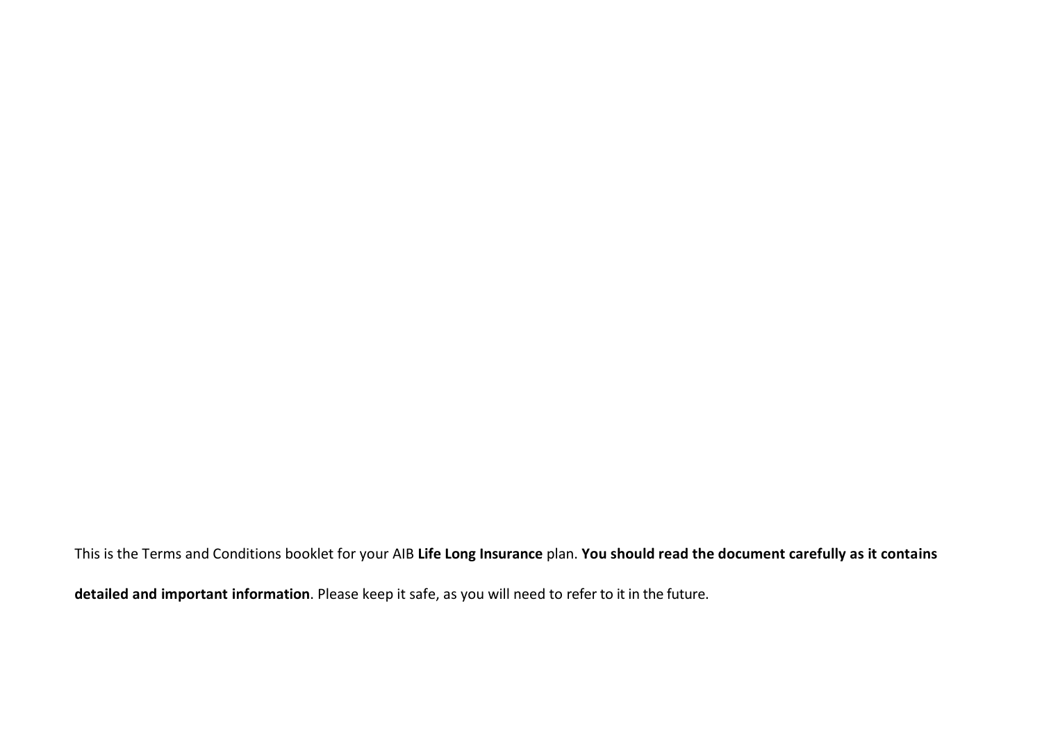This is the Terms and Conditions booklet for your AIB **Life Long Insurance** plan. **You should read the document carefully as it contains detailed and important information**. Please keep it safe, as you will need to refer to it in the future.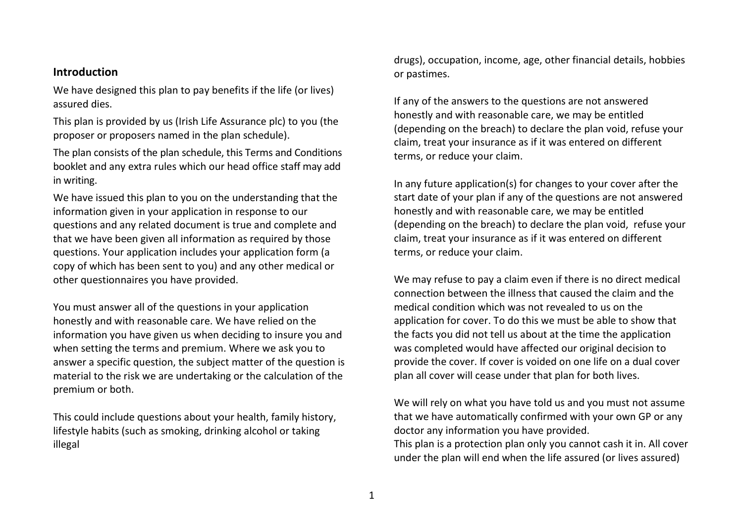## Introduction

We have designed this plan to pay benefits if the life (or lives) assured dies.

This plan is provided by us (Irish Life Assurance plc) to you (the proposer or proposers named in the plan schedule).

The plan consists of the plan schedule, this Terms and Conditions booklet and any extra rules which our head office staff may add in writing.

We have issued this plan to you on the understanding that the information given in your application in response to our questions and any related document is true and complete and that we have been given all information as required by those questions. Your application includes your application form (a copy of which has been sent to you) and any other medical or other questionnaires you have provided.

You must answer all of the questions in your application honestly and with reasonable care. We have relied on the information you have given us when deciding to insure you and when setting the terms and premium. Where we ask you to answer a specific question, the subject matter of the question is material to the risk we are undertaking or the calculation of the premium or both.

This could include questions about your health, family history, lifestyle habits (such as smoking, drinking alcohol or taking illegal drugs), occupation, income, age, other financial details, hobbies or pastimes.

If any of the answers to the questions are not answered honestly and with reasonable care, we may be entitled (depending on the breach) to declare the plan void, refuse your claim, treat your insurance as if it was entered on different terms, or reduce your claim.

In any future application(s) for changes to your cover after the start date of your plan if any of the questions are not answered honestly and with reasonable care, we may be entitled (depending on the breach) to declare the plan void, refuse your claim, treat your insurance as if it was entered on different terms, or reduce your claim.

We may refuse to pay a claim even if there is no direct medical connection between the illness that caused the claim and the medical condition which was not revealed to us on the application for cover. To do this we must be able to show that the facts you did not tell us about at the time the application was completed would have affected our original decision to provide the cover. If cover is voided on one life on a dual cover plan all cover will cease under that plan for both lives.

We will rely on what you have told us and you must not assume that we have automatically confirmed with your own GP or any doctor any information you have provided.
This plan is a protection plan only you cannot cash it in. All cover under the plan will end when the life assured (or lives assured)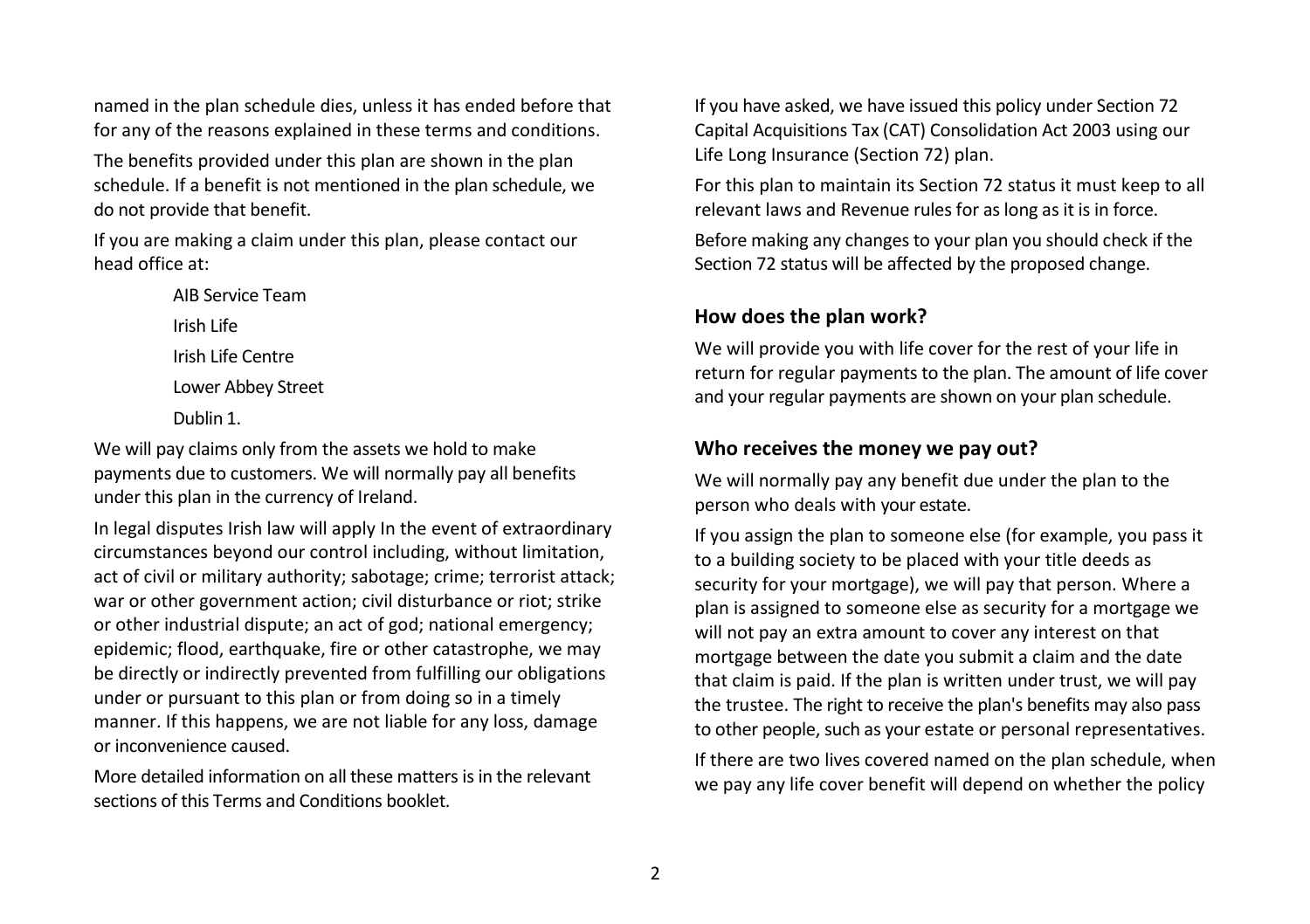named in the plan schedule dies, unless it has ended before that for any of the reasons explained in these terms and conditions.

The benefits provided under this plan are shown in the plan schedule. If a benefit is not mentioned in the plan schedule, we do not provide that benefit.

If you are making a claim under this plan, please contact our head office at:

AIB Service Team  
Irish Life  
Irish Life Centre  
Lower Abbey Street  
Dublin 1.

We will pay claims only from the assets we hold to make payments due to customers. We will normally pay all benefits under this plan in the currency of Ireland.

In legal disputes Irish law will apply In the event of extraordinary circumstances beyond our control including, without limitation, act of civil or military authority; sabotage; crime; terrorist attack; war or other government action; civil disturbance or riot; strike or other industrial dispute; an act of god; national emergency; epidemic; flood, earthquake, fire or other catastrophe, we may be directly or indirectly prevented from fulfilling our obligations under or pursuant to this plan or from doing so in a timely manner. If this happens, we are not liable for any loss, damage or inconvenience caused.

More detailed information on all these matters is in the relevant sections of this Terms and Conditions booklet.

If you have asked, we have issued this policy under Section 72 Capital Acquisitions Tax (CAT) Consolidation Act 2003 using our Life Long Insurance (Section 72) plan.

For this plan to maintain its Section 72 status it must keep to all relevant laws and Revenue rules for as long as it is in force.

Before making any changes to your plan you should check if the Section 72 status will be affected by the proposed change.

## How does the plan work?

We will provide you with life cover for the rest of your life in return for regular payments to the plan. The amount of life cover and your regular payments are shown on your plan schedule.

## Who receives the money we pay out?

We will normally pay any benefit due under the plan to the person who deals with your estate.

If you assign the plan to someone else (for example, you pass it to a building society to be placed with your title deeds as security for your mortgage), we will pay that person. Where a plan is assigned to someone else as security for a mortgage we will not pay an extra amount to cover any interest on that mortgage between the date you submit a claim and the date that claim is paid. If the plan is written under trust, we will pay the trustee. The right to receive the plan's benefits may also pass to other people, such as your estate or personal representatives.

If there are two lives covered named on the plan schedule, when we pay any life cover benefit will depend on whether the policy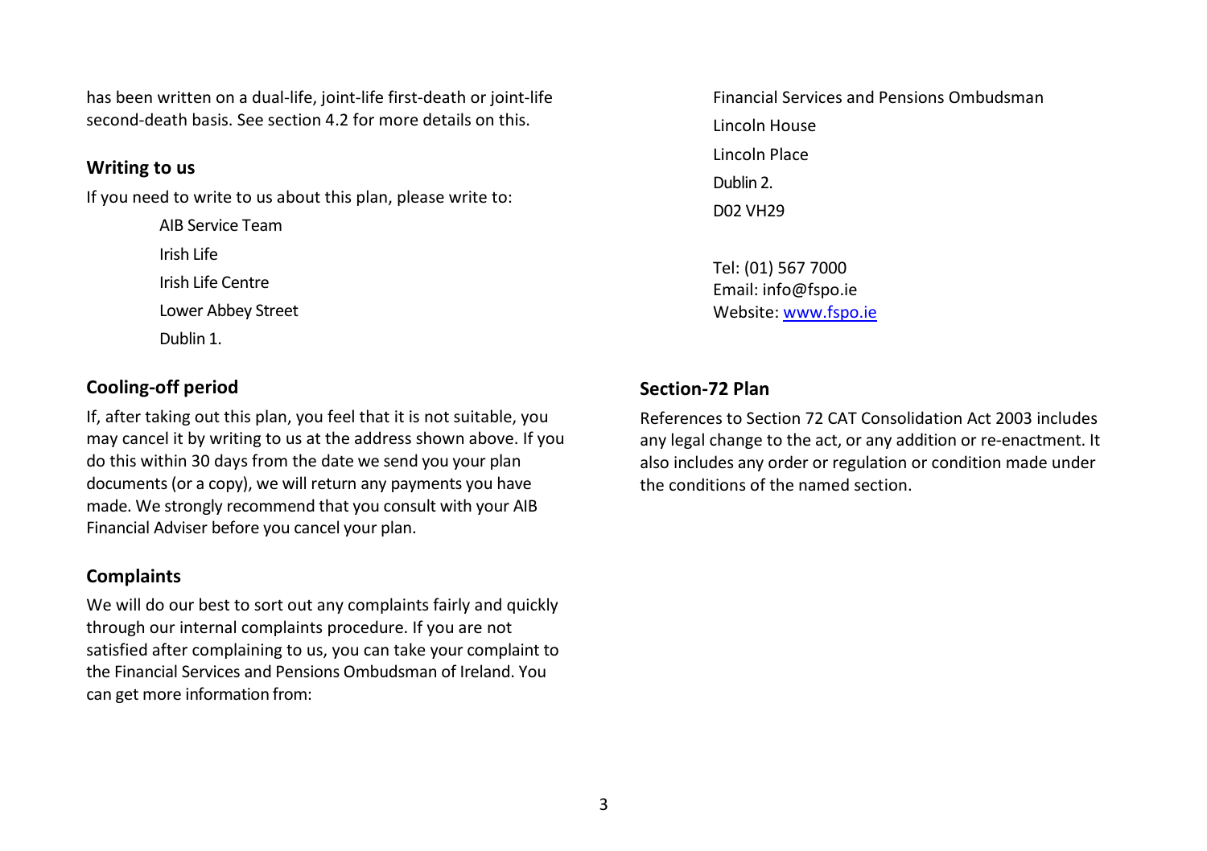has been written on a dual-life, joint-life first-death or joint-life second-death basis. See section 4.2 for more details on this.

## Writing to us

If you need to write to us about this plan, please write to:

AIB Service Team
Irish Life
Irish Life Centre
Lower Abbey Street
Dublin 1.

## Cooling-off period

If, after taking out this plan, you feel that it is not suitable, you may cancel it by writing to us at the address shown above. If you do this within 30 days from the date we send you your plan documents (or a copy), we will return any payments you have made. We strongly recommend that you consult with your AIB Financial Adviser before you cancel your plan.

## Complaints

We will do our best to sort out any complaints fairly and quickly through our internal complaints procedure. If you are not satisfied after complaining to us, you can take your complaint to the Financial Services and Pensions Ombudsman of Ireland. You can get more information from:

Financial Services and Pensions Ombudsman
Lincoln House
Lincoln Place
Dublin 2.
D02 VH29

Tel: (01) 567 7000
Email: info@fspo.ie
Website: www.fspo.ie

## Section-72 Plan

References to Section 72 CAT Consolidation Act 2003 includes any legal change to the act, or any addition or re-enactment. It also includes any order or regulation or condition made under the conditions of the named section.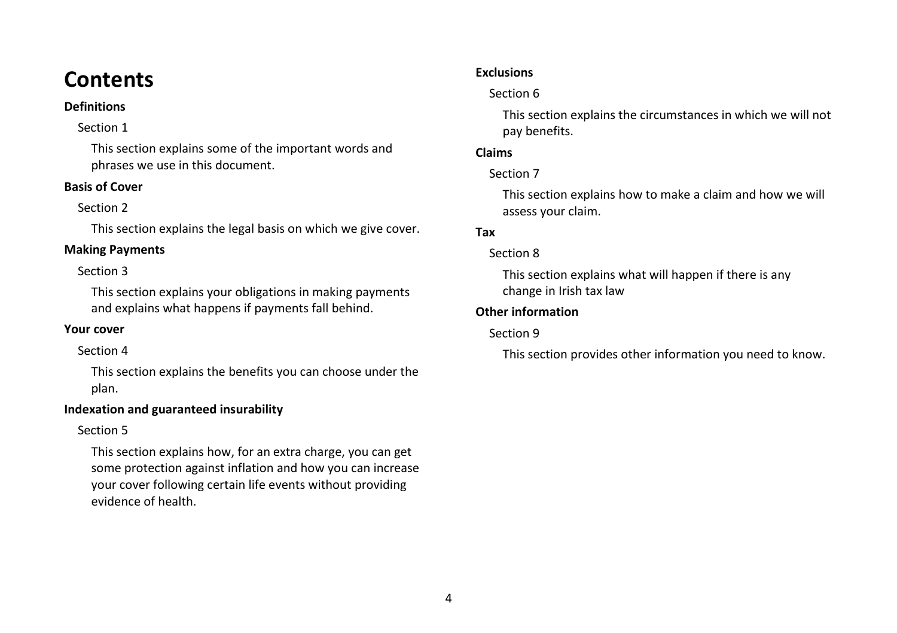# Contents

**Definitions**

Section 1

This section explains some of the important words and phrases we use in this document.

**Basis of Cover**

Section 2

This section explains the legal basis on which we give cover.

**Making Payments**

Section 3

This section explains your obligations in making payments and explains what happens if payments fall behind.

**Your cover**

Section 4

This section explains the benefits you can choose under the plan.

**Indexation and guaranteed insurability**

Section 5

This section explains how, for an extra charge, you can get some protection against inflation and how you can increase your cover following certain life events without providing evidence of health.

**Exclusions**

Section 6

This section explains the circumstances in which we will not pay benefits.

**Claims**

Section 7

This section explains how to make a claim and how we will assess your claim.

**Tax**

Section 8

This section explains what will happen if there is any change in Irish tax law

**Other information**

Section 9

This section provides other information you need to know.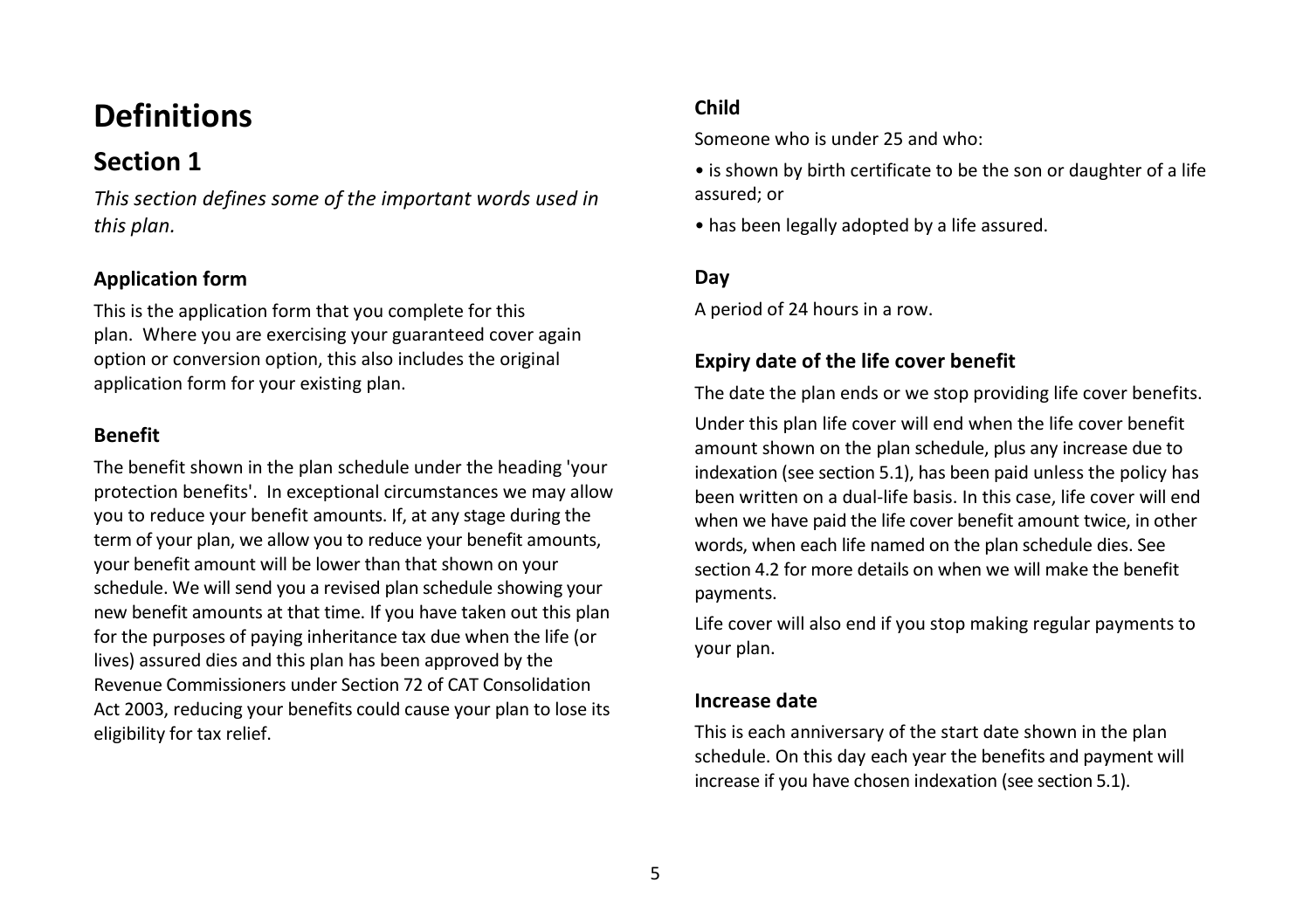# Definitions

## Section 1

*This section defines some of the important words used in this plan.*

### Application form

This is the application form that you complete for this plan. Where you are exercising your guaranteed cover again option or conversion option, this also includes the original application form for your existing plan.

### Benefit

The benefit shown in the plan schedule under the heading 'your protection benefits'. In exceptional circumstances we may allow you to reduce your benefit amounts. If, at any stage during the term of your plan, we allow you to reduce your benefit amounts, your benefit amount will be lower than that shown on your schedule. We will send you a revised plan schedule showing your new benefit amounts at that time. If you have taken out this plan for the purposes of paying inheritance tax due when the life (or lives) assured dies and this plan has been approved by the Revenue Commissioners under Section 72 of CAT Consolidation Act 2003, reducing your benefits could cause your plan to lose its eligibility for tax relief.

### Child

Someone who is under 25 and who:

- is shown by birth certificate to be the son or daughter of a life assured; or
- has been legally adopted by a life assured.

### Day

A period of 24 hours in a row.

### Expiry date of the life cover benefit

The date the plan ends or we stop providing life cover benefits.

Under this plan life cover will end when the life cover benefit amount shown on the plan schedule, plus any increase due to indexation (see section 5.1), has been paid unless the policy has been written on a dual-life basis. In this case, life cover will end when we have paid the life cover benefit amount twice, in other words, when each life named on the plan schedule dies. See section 4.2 for more details on when we will make the benefit payments.

Life cover will also end if you stop making regular payments to your plan.

### Increase date

This is each anniversary of the start date shown in the plan schedule. On this day each year the benefits and payment will increase if you have chosen indexation (see section 5.1).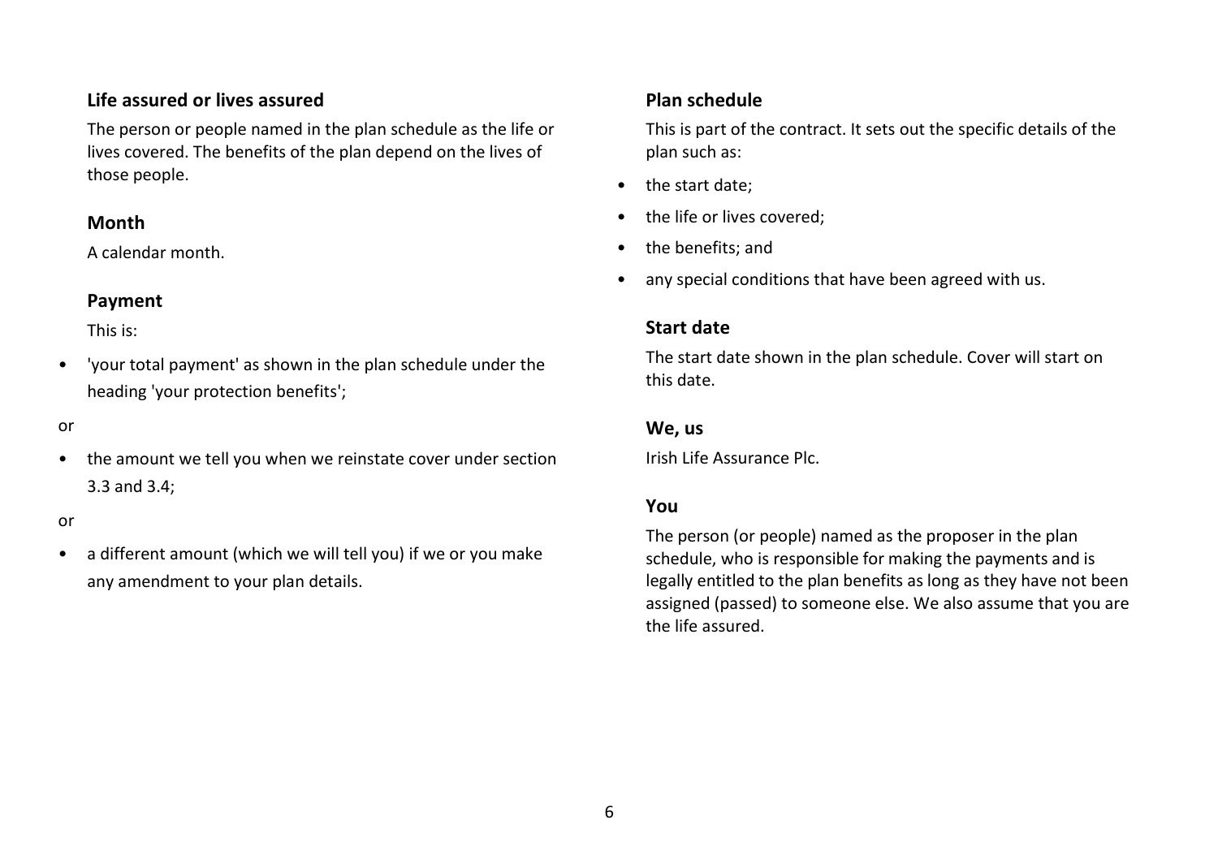### Life assured or lives assured

The person or people named in the plan schedule as the life or lives covered. The benefits of the plan depend on the lives of those people.

### Month

A calendar month.

### Payment

This is:

- 'your total payment' as shown in the plan schedule under the heading 'your protection benefits';

or

- the amount we tell you when we reinstate cover under section 3.3 and 3.4;

or

- a different amount (which we will tell you) if we or you make any amendment to your plan details.

### Plan schedule

This is part of the contract. It sets out the specific details of the plan such as:

- the start date;
- the life or lives covered;
- the benefits; and
- any special conditions that have been agreed with us.

### Start date

The start date shown in the plan schedule. Cover will start on this date.

### We, us

Irish Life Assurance Plc.

### You

The person (or people) named as the proposer in the plan schedule, who is responsible for making the payments and is legally entitled to the plan benefits as long as they have not been assigned (passed) to someone else. We also assume that you are the life assured.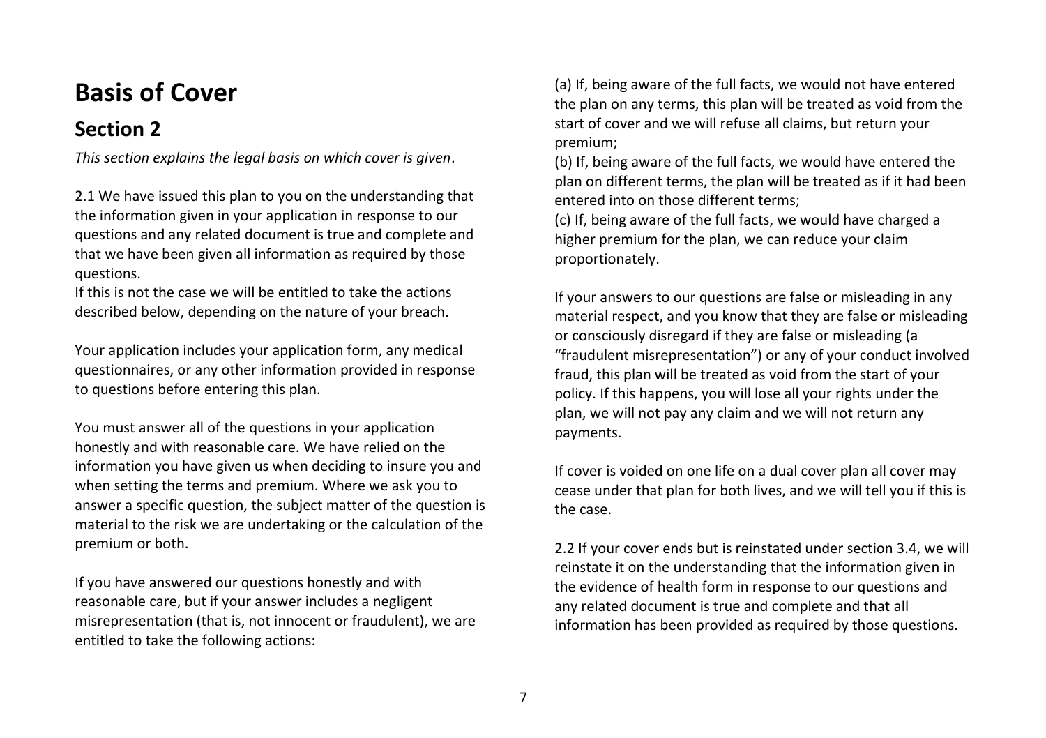# Basis of Cover

## Section 2

*This section explains the legal basis on which cover is given*.

2.1 We have issued this plan to you on the understanding that the information given in your application in response to our questions and any related document is true and complete and that we have been given all information as required by those questions.
If this is not the case we will be entitled to take the actions described below, depending on the nature of your breach.

Your application includes your application form, any medical questionnaires, or any other information provided in response to questions before entering this plan.

You must answer all of the questions in your application honestly and with reasonable care. We have relied on the information you have given us when deciding to insure you and when setting the terms and premium. Where we ask you to answer a specific question, the subject matter of the question is material to the risk we are undertaking or the calculation of the premium or both.

If you have answered our questions honestly and with reasonable care, but if your answer includes a negligent misrepresentation (that is, not innocent or fraudulent), we are entitled to take the following actions:

(a) If, being aware of the full facts, we would not have entered the plan on any terms, this plan will be treated as void from the start of cover and we will refuse all claims, but return your premium;
(b) If, being aware of the full facts, we would have entered the plan on different terms, the plan will be treated as if it had been entered into on those different terms;
(c) If, being aware of the full facts, we would have charged a higher premium for the plan, we can reduce your claim proportionately.

If your answers to our questions are false or misleading in any material respect, and you know that they are false or misleading or consciously disregard if they are false or misleading (a "fraudulent misrepresentation") or any of your conduct involved fraud, this plan will be treated as void from the start of your policy. If this happens, you will lose all your rights under the plan, we will not pay any claim and we will not return any payments.

If cover is voided on one life on a dual cover plan all cover may cease under that plan for both lives, and we will tell you if this is the case.

2.2 If your cover ends but is reinstated under section 3.4, we will reinstate it on the understanding that the information given in the evidence of health form in response to our questions and any related document is true and complete and that all information has been provided as required by those questions.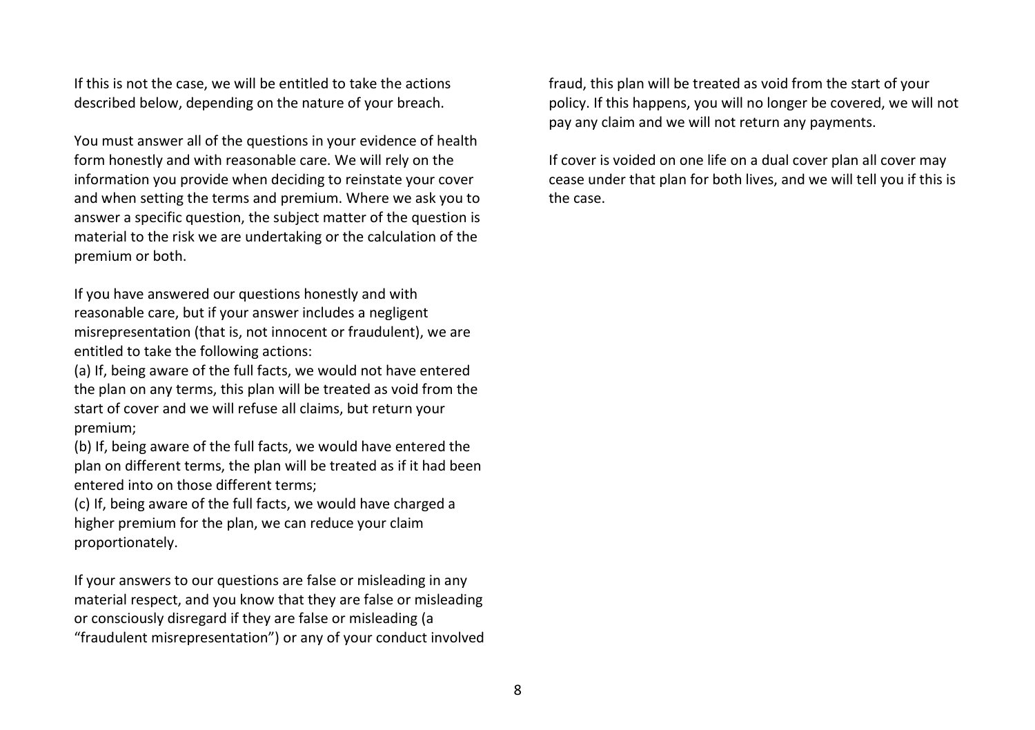If this is not the case, we will be entitled to take the actions described below, depending on the nature of your breach.

You must answer all of the questions in your evidence of health form honestly and with reasonable care. We will rely on the information you provide when deciding to reinstate your cover and when setting the terms and premium. Where we ask you to answer a specific question, the subject matter of the question is material to the risk we are undertaking or the calculation of the premium or both.

If you have answered our questions honestly and with reasonable care, but if your answer includes a negligent misrepresentation (that is, not innocent or fraudulent), we are entitled to take the following actions:

(a) If, being aware of the full facts, we would not have entered the plan on any terms, this plan will be treated as void from the start of cover and we will refuse all claims, but return your premium;

(b) If, being aware of the full facts, we would have entered the plan on different terms, the plan will be treated as if it had been entered into on those different terms;

(c) If, being aware of the full facts, we would have charged a higher premium for the plan, we can reduce your claim proportionately.

If your answers to our questions are false or misleading in any material respect, and you know that they are false or misleading or consciously disregard if they are false or misleading (a "fraudulent misrepresentation") or any of your conduct involved fraud, this plan will be treated as void from the start of your policy. If this happens, you will no longer be covered, we will not pay any claim and we will not return any payments.

If cover is voided on one life on a dual cover plan all cover may cease under that plan for both lives, and we will tell you if this is the case.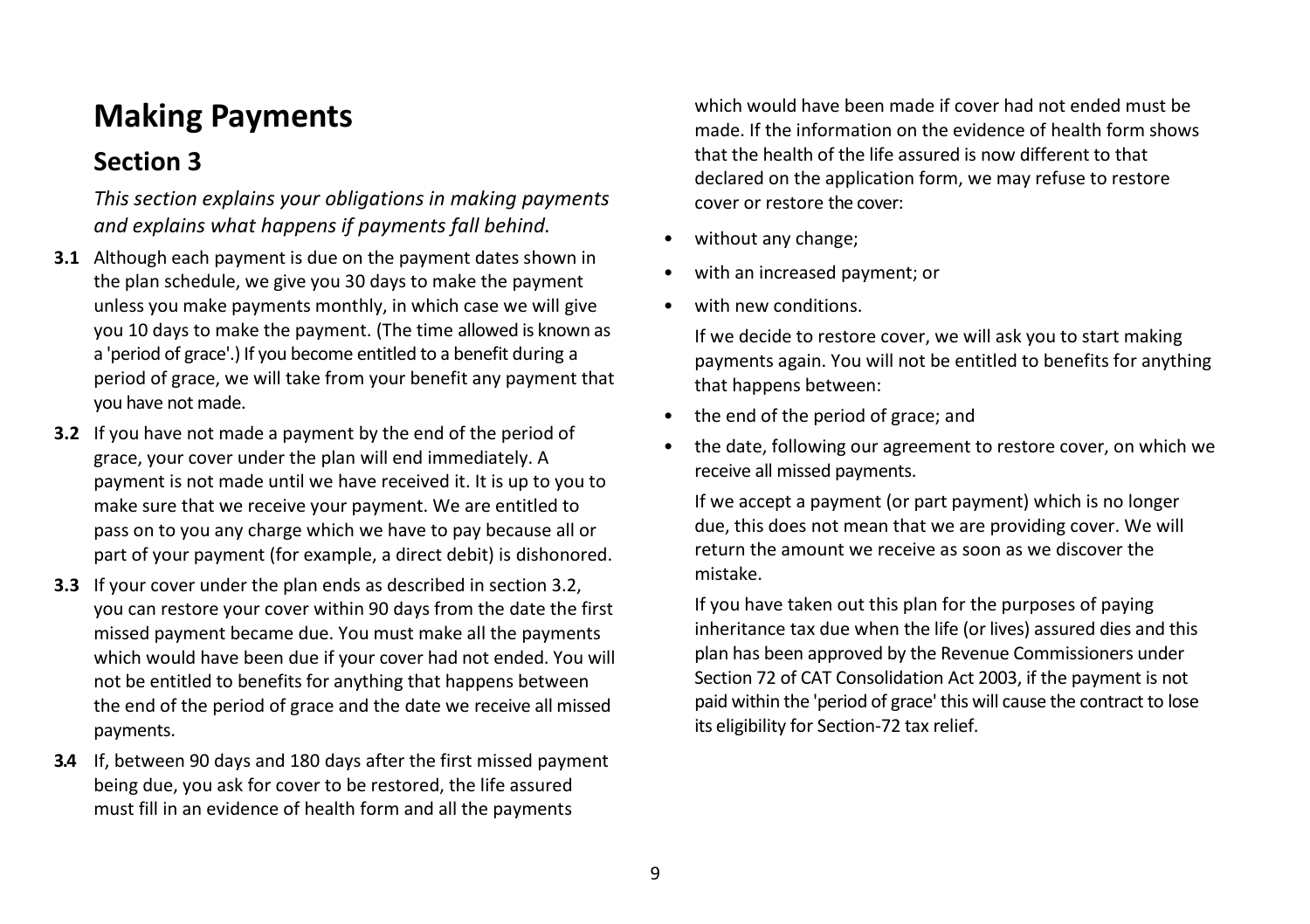# Making Payments

## Section 3

*This section explains your obligations in making payments and explains what happens if payments fall behind.*

**3.1** Although each payment is due on the payment dates shown in the plan schedule, we give you 30 days to make the payment unless you make payments monthly, in which case we will give you 10 days to make the payment. (The time allowed is known as a 'period of grace'.) If you become entitled to a benefit during a period of grace, we will take from your benefit any payment that you have not made.

**3.2** If you have not made a payment by the end of the period of grace, your cover under the plan will end immediately. A payment is not made until we have received it. It is up to you to make sure that we receive your payment. We are entitled to pass on to you any charge which we have to pay because all or part of your payment (for example, a direct debit) is dishonored.

**3.3** If your cover under the plan ends as described in section 3.2, you can restore your cover within 90 days from the date the first missed payment became due. You must make all the payments which would have been due if your cover had not ended. You will not be entitled to benefits for anything that happens between the end of the period of grace and the date we receive all missed payments.

**3.4** If, between 90 days and 180 days after the first missed payment being due, you ask for cover to be restored, the life assured must fill in an evidence of health form and all the payments which would have been made if cover had not ended must be made. If the information on the evidence of health form shows that the health of the life assured is now different to that declared on the application form, we may refuse to restore cover or restore the cover:

- without any change;
- with an increased payment; or
- with new conditions.

If we decide to restore cover, we will ask you to start making payments again. You will not be entitled to benefits for anything that happens between:

- the end of the period of grace; and
- the date, following our agreement to restore cover, on which we receive all missed payments.

If we accept a payment (or part payment) which is no longer due, this does not mean that we are providing cover. We will return the amount we receive as soon as we discover the mistake.

If you have taken out this plan for the purposes of paying inheritance tax due when the life (or lives) assured dies and this plan has been approved by the Revenue Commissioners under Section 72 of CAT Consolidation Act 2003, if the payment is not paid within the 'period of grace' this will cause the contract to lose its eligibility for Section-72 tax relief.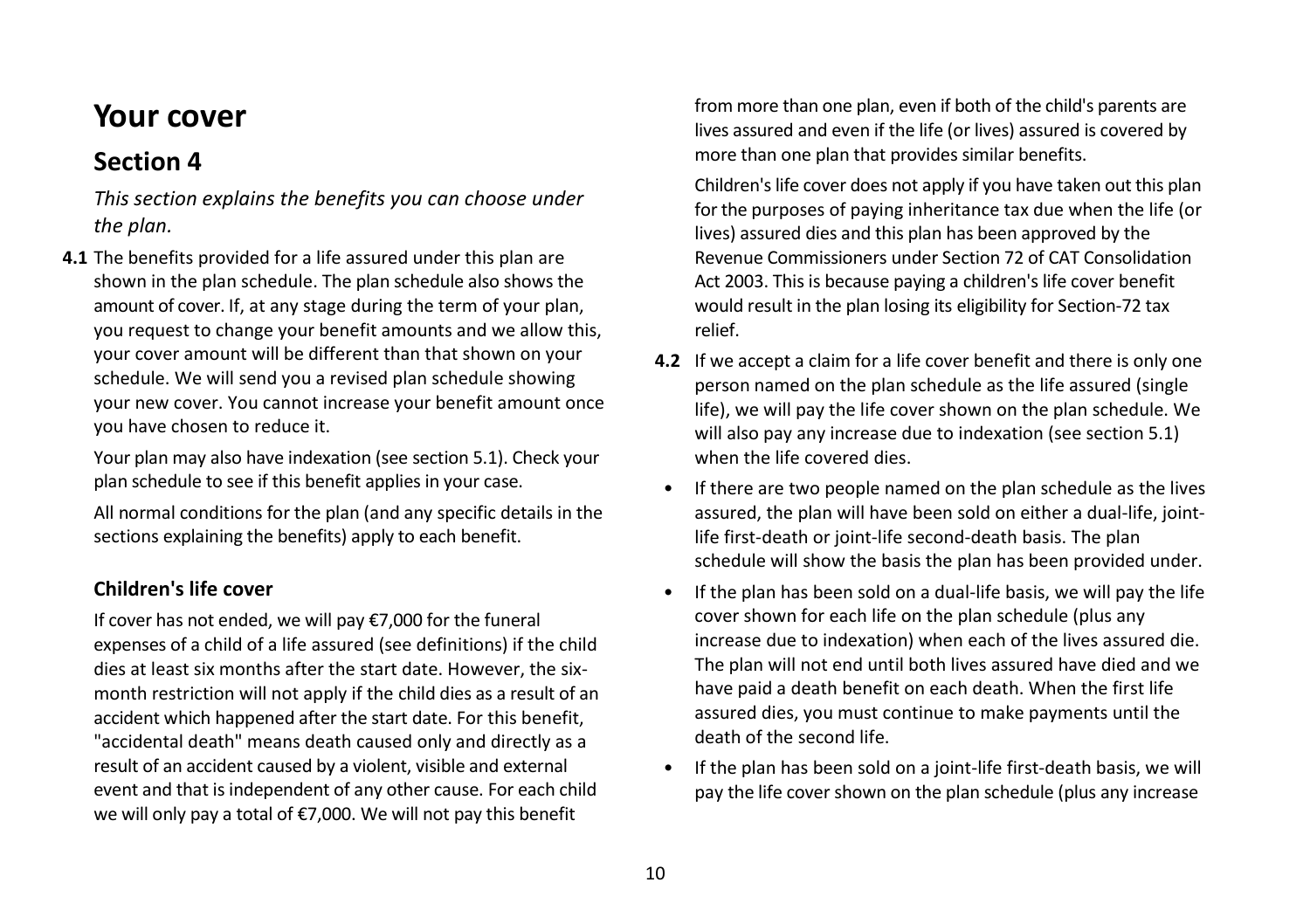# Your cover

## Section 4

*This section explains the benefits you can choose under the plan.*

**4.1** The benefits provided for a life assured under this plan are shown in the plan schedule. The plan schedule also shows the amount of cover. If, at any stage during the term of your plan, you request to change your benefit amounts and we allow this, your cover amount will be different than that shown on your schedule. We will send you a revised plan schedule showing your new cover. You cannot increase your benefit amount once you have chosen to reduce it.

Your plan may also have indexation (see section 5.1). Check your plan schedule to see if this benefit applies in your case.

All normal conditions for the plan (and any specific details in the sections explaining the benefits) apply to each benefit.

### Children's life cover

If cover has not ended, we will pay €7,000 for the funeral expenses of a child of a life assured (see definitions) if the child dies at least six months after the start date. However, the six-month restriction will not apply if the child dies as a result of an accident which happened after the start date. For this benefit, "accidental death" means death caused only and directly as a result of an accident caused by a violent, visible and external event and that is independent of any other cause. For each child we will only pay a total of €7,000. We will not pay this benefit from more than one plan, even if both of the child's parents are lives assured and even if the life (or lives) assured is covered by more than one plan that provides similar benefits.

Children's life cover does not apply if you have taken out this plan for the purposes of paying inheritance tax due when the life (or lives) assured dies and this plan has been approved by the Revenue Commissioners under Section 72 of CAT Consolidation Act 2003. This is because paying a children's life cover benefit would result in the plan losing its eligibility for Section-72 tax relief.

**4.2** If we accept a claim for a life cover benefit and there is only one person named on the plan schedule as the life assured (single life), we will pay the life cover shown on the plan schedule. We will also pay any increase due to indexation (see section 5.1) when the life covered dies.

- If there are two people named on the plan schedule as the lives assured, the plan will have been sold on either a dual-life, joint-life first-death or joint-life second-death basis. The plan schedule will show the basis the plan has been provided under.
- If the plan has been sold on a dual-life basis, we will pay the life cover shown for each life on the plan schedule (plus any increase due to indexation) when each of the lives assured die. The plan will not end until both lives assured have died and we have paid a death benefit on each death. When the first life assured dies, you must continue to make payments until the death of the second life.
- If the plan has been sold on a joint-life first-death basis, we will pay the life cover shown on the plan schedule (plus any increase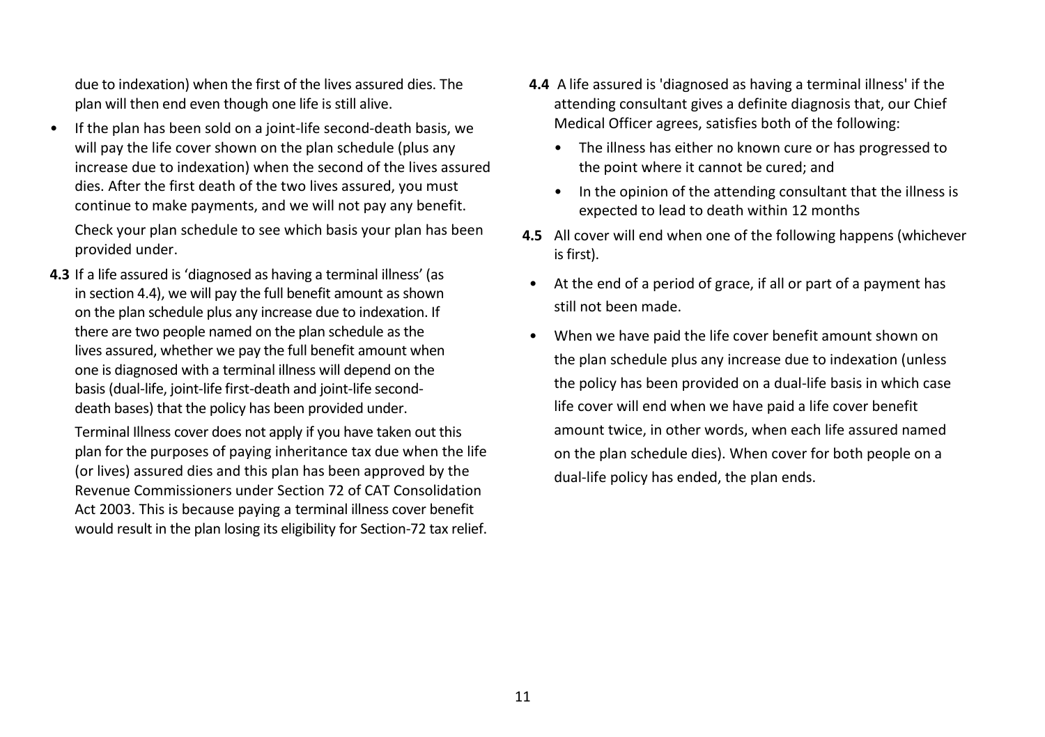due to indexation) when the first of the lives assured dies. The plan will then end even though one life is still alive.

- If the plan has been sold on a joint-life second-death basis, we will pay the life cover shown on the plan schedule (plus any increase due to indexation) when the second of the lives assured dies. After the first death of the two lives assured, you must continue to make payments, and we will not pay any benefit.

  Check your plan schedule to see which basis your plan has been provided under.

**4.3** If a life assured is 'diagnosed as having a terminal illness' (as in section 4.4), we will pay the full benefit amount as shown on the plan schedule plus any increase due to indexation. If there are two people named on the plan schedule as the lives assured, whether we pay the full benefit amount when one is diagnosed with a terminal illness will depend on the basis (dual-life, joint-life first-death and joint-life second-death bases) that the policy has been provided under.

Terminal Illness cover does not apply if you have taken out this plan for the purposes of paying inheritance tax due when the life (or lives) assured dies and this plan has been approved by the Revenue Commissioners under Section 72 of CAT Consolidation Act 2003. This is because paying a terminal illness cover benefit would result in the plan losing its eligibility for Section-72 tax relief.

**4.4** A life assured is 'diagnosed as having a terminal illness' if the attending consultant gives a definite diagnosis that, our Chief Medical Officer agrees, satisfies both of the following:

- The illness has either no known cure or has progressed to the point where it cannot be cured; and
- In the opinion of the attending consultant that the illness is expected to lead to death within 12 months

**4.5** All cover will end when one of the following happens (whichever is first).

- At the end of a period of grace, if all or part of a payment has still not been made.
- When we have paid the life cover benefit amount shown on the plan schedule plus any increase due to indexation (unless the policy has been provided on a dual-life basis in which case life cover will end when we have paid a life cover benefit amount twice, in other words, when each life assured named on the plan schedule dies). When cover for both people on a dual-life policy has ended, the plan ends.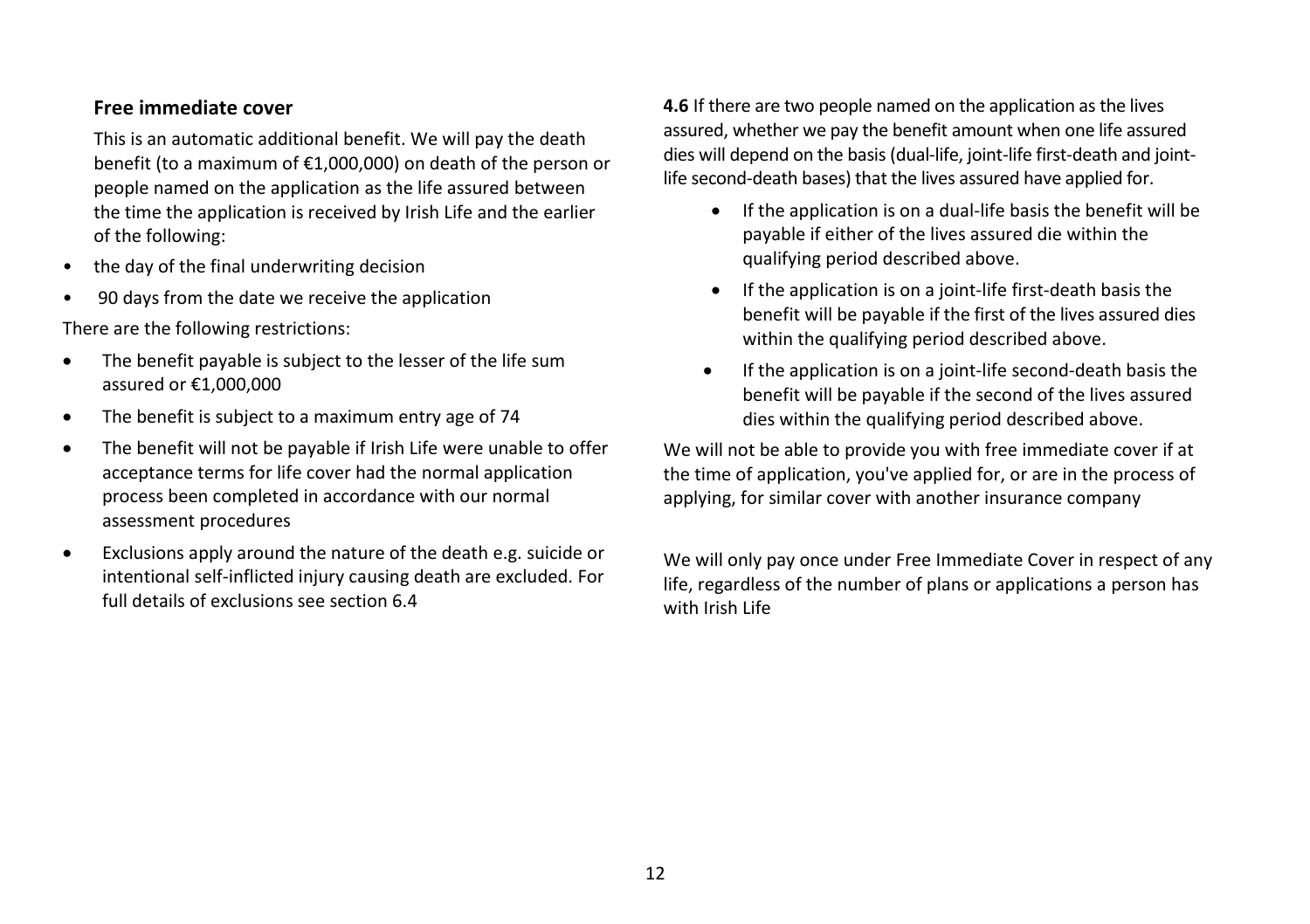### Free immediate cover

This is an automatic additional benefit. We will pay the death benefit (to a maximum of €1,000,000) on death of the person or people named on the application as the life assured between the time the application is received by Irish Life and the earlier of the following:

- the day of the final underwriting decision
- 90 days from the date we receive the application

There are the following restrictions:

- The benefit payable is subject to the lesser of the life sum assured or €1,000,000
- The benefit is subject to a maximum entry age of 74
- The benefit will not be payable if Irish Life were unable to offer acceptance terms for life cover had the normal application process been completed in accordance with our normal assessment procedures
- Exclusions apply around the nature of the death e.g. suicide or intentional self-inflicted injury causing death are excluded. For full details of exclusions see section 6.4

**4.6** If there are two people named on the application as the lives assured, whether we pay the benefit amount when one life assured dies will depend on the basis (dual-life, joint-life first-death and joint-life second-death bases) that the lives assured have applied for.

- If the application is on a dual-life basis the benefit will be payable if either of the lives assured die within the qualifying period described above.
- If the application is on a joint-life first-death basis the benefit will be payable if the first of the lives assured dies within the qualifying period described above.
- If the application is on a joint-life second-death basis the benefit will be payable if the second of the lives assured dies within the qualifying period described above.

We will not be able to provide you with free immediate cover if at the time of application, you've applied for, or are in the process of applying, for similar cover with another insurance company

We will only pay once under Free Immediate Cover in respect of any life, regardless of the number of plans or applications a person has with Irish Life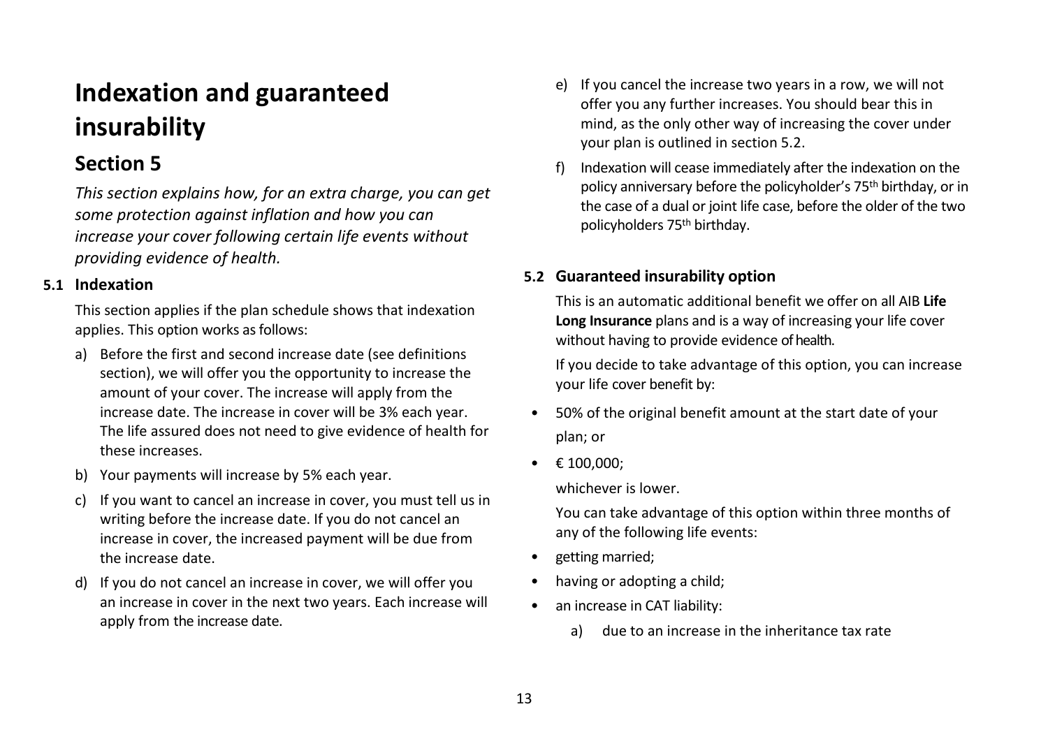# Indexation and guaranteed insurability

## Section 5

*This section explains how, for an extra charge, you can get some protection against inflation and how you can increase your cover following certain life events without providing evidence of health.*

### 5.1 Indexation

This section applies if the plan schedule shows that indexation applies. This option works as follows:

a) Before the first and second increase date (see definitions section), we will offer you the opportunity to increase the amount of your cover. The increase will apply from the increase date. The increase in cover will be 3% each year. The life assured does not need to give evidence of health for these increases.

b) Your payments will increase by 5% each year.

c) If you want to cancel an increase in cover, you must tell us in writing before the increase date. If you do not cancel an increase in cover, the increased payment will be due from the increase date.

d) If you do not cancel an increase in cover, we will offer you an increase in cover in the next two years. Each increase will apply from the increase date.

e) If you cancel the increase two years in a row, we will not offer you any further increases. You should bear this in mind, as the only other way of increasing the cover under your plan is outlined in section 5.2.

f) Indexation will cease immediately after the indexation on the policy anniversary before the policyholder's 75th birthday, or in the case of a dual or joint life case, before the older of the two policyholders 75th birthday.

### 5.2 Guaranteed insurability option

This is an automatic additional benefit we offer on all AIB **Life Long Insurance** plans and is a way of increasing your life cover without having to provide evidence of health.

If you decide to take advantage of this option, you can increase your life cover benefit by:

- 50% of the original benefit amount at the start date of your plan; or
- € 100,000;

whichever is lower.

You can take advantage of this option within three months of any of the following life events:

- getting married;
- having or adopting a child;
- an increase in CAT liability:
  a) due to an increase in the inheritance tax rate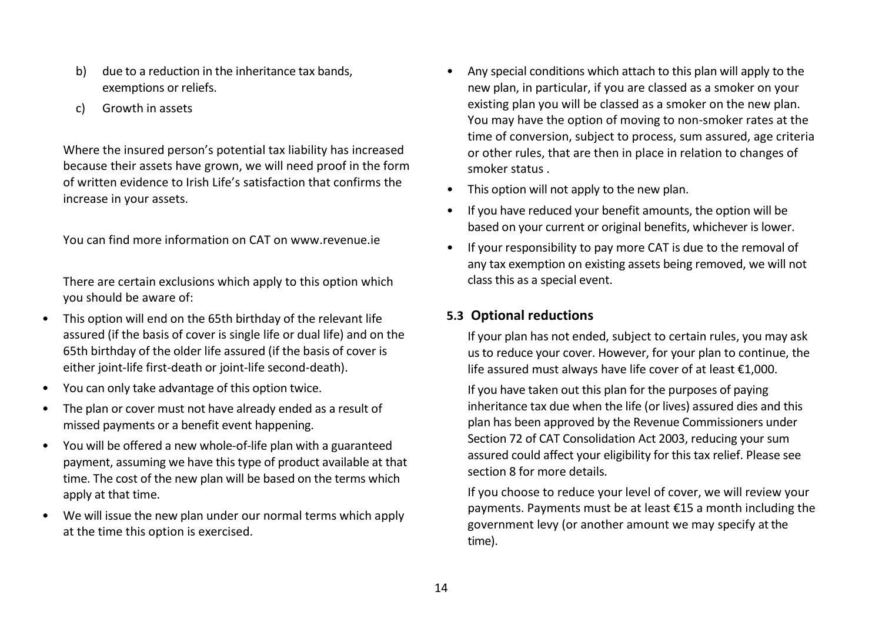b) due to a reduction in the inheritance tax bands, exemptions or reliefs.

c) Growth in assets

Where the insured person's potential tax liability has increased because their assets have grown, we will need proof in the form of written evidence to Irish Life's satisfaction that confirms the increase in your assets.

You can find more information on CAT on www.revenue.ie

There are certain exclusions which apply to this option which you should be aware of:

- This option will end on the 65th birthday of the relevant life assured (if the basis of cover is single life or dual life) and on the 65th birthday of the older life assured (if the basis of cover is either joint-life first-death or joint-life second-death).
- You can only take advantage of this option twice.
- The plan or cover must not have already ended as a result of missed payments or a benefit event happening.
- You will be offered a new whole-of-life plan with a guaranteed payment, assuming we have this type of product available at that time. The cost of the new plan will be based on the terms which apply at that time.
- We will issue the new plan under our normal terms which apply at the time this option is exercised.
- Any special conditions which attach to this plan will apply to the new plan, in particular, if you are classed as a smoker on your existing plan you will be classed as a smoker on the new plan. You may have the option of moving to non-smoker rates at the time of conversion, subject to process, sum assured, age criteria or other rules, that are then in place in relation to changes of smoker status .
- This option will not apply to the new plan.
- If you have reduced your benefit amounts, the option will be based on your current or original benefits, whichever is lower.
- If your responsibility to pay more CAT is due to the removal of any tax exemption on existing assets being removed, we will not class this as a special event.

### 5.3 Optional reductions

If your plan has not ended, subject to certain rules, you may ask us to reduce your cover. However, for your plan to continue, the life assured must always have life cover of at least €1,000.

If you have taken out this plan for the purposes of paying inheritance tax due when the life (or lives) assured dies and this plan has been approved by the Revenue Commissioners under Section 72 of CAT Consolidation Act 2003, reducing your sum assured could affect your eligibility for this tax relief. Please see section 8 for more details.

If you choose to reduce your level of cover, we will review your payments. Payments must be at least €15 a month including the government levy (or another amount we may specify at the time).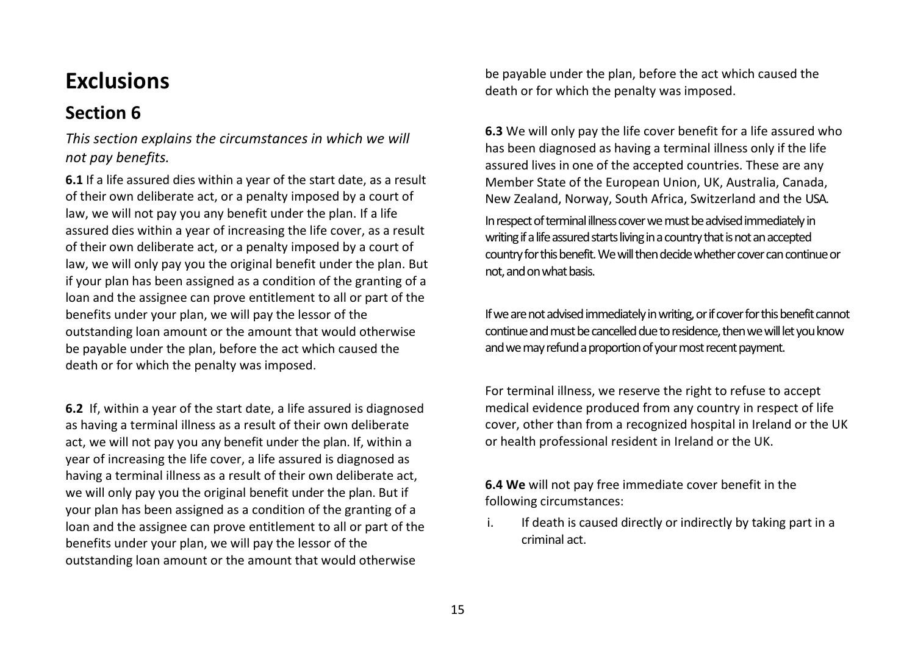# Exclusions

## Section 6

*This section explains the circumstances in which we will not pay benefits.*

**6.1** If a life assured dies within a year of the start date, as a result of their own deliberate act, or a penalty imposed by a court of law, we will not pay you any benefit under the plan. If a life assured dies within a year of increasing the life cover, as a result of their own deliberate act, or a penalty imposed by a court of law, we will only pay you the original benefit under the plan. But if your plan has been assigned as a condition of the granting of a loan and the assignee can prove entitlement to all or part of the benefits under your plan, we will pay the lessor of the outstanding loan amount or the amount that would otherwise be payable under the plan, before the act which caused the death or for which the penalty was imposed.

**6.2** If, within a year of the start date, a life assured is diagnosed as having a terminal illness as a result of their own deliberate act, we will not pay you any benefit under the plan. If, within a year of increasing the life cover, a life assured is diagnosed as having a terminal illness as a result of their own deliberate act, we will only pay you the original benefit under the plan. But if your plan has been assigned as a condition of the granting of a loan and the assignee can prove entitlement to all or part of the benefits under your plan, we will pay the lessor of the outstanding loan amount or the amount that would otherwise be payable under the plan, before the act which caused the death or for which the penalty was imposed.

**6.3** We will only pay the life cover benefit for a life assured who has been diagnosed as having a terminal illness only if the life assured lives in one of the accepted countries. These are any Member State of the European Union, UK, Australia, Canada, New Zealand, Norway, South Africa, Switzerland and the USA.

In respect of terminal illness cover we must be advised immediately in writing if a life assured starts living in a country that is not an accepted country for this benefit. We will then decide whether cover can continue or not, and on what basis.

If we are not advised immediately in writing, or if cover for this benefit cannot continue and must be cancelled due to residence, then we will let you know and we may refund a proportion of your most recent payment.

For terminal illness, we reserve the right to refuse to accept medical evidence produced from any country in respect of life cover, other than from a recognized hospital in Ireland or the UK or health professional resident in Ireland or the UK.

**6.4 We** will not pay free immediate cover benefit in the following circumstances:

i. If death is caused directly or indirectly by taking part in a criminal act.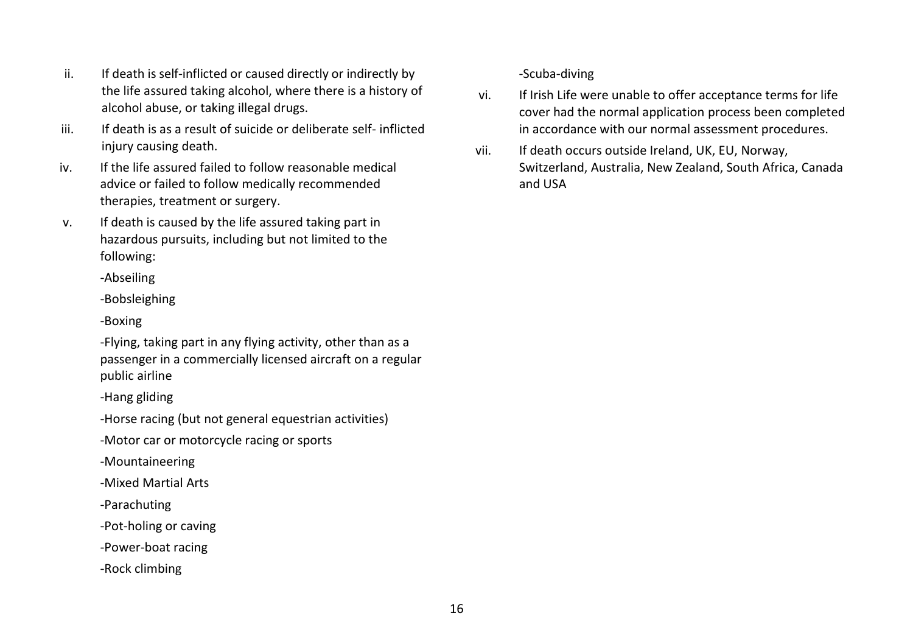ii. If death is self-inflicted or caused directly or indirectly by the life assured taking alcohol, where there is a history of alcohol abuse, or taking illegal drugs.

iii. If death is as a result of suicide or deliberate self- inflicted injury causing death.

iv. If the life assured failed to follow reasonable medical advice or failed to follow medically recommended therapies, treatment or surgery.

v. If death is caused by the life assured taking part in hazardous pursuits, including but not limited to the following:

   -Abseiling

   -Bobsleighing

   -Boxing

   -Flying, taking part in any flying activity, other than as a passenger in a commercially licensed aircraft on a regular public airline

   -Hang gliding

   -Horse racing (but not general equestrian activities)

   -Motor car or motorcycle racing or sports

   -Mountaineering

   -Mixed Martial Arts

   -Parachuting

   -Pot-holing or caving

   -Power-boat racing

   -Rock climbing

   -Scuba-diving

vi. If Irish Life were unable to offer acceptance terms for life cover had the normal application process been completed in accordance with our normal assessment procedures.

vii. If death occurs outside Ireland, UK, EU, Norway, Switzerland, Australia, New Zealand, South Africa, Canada and USA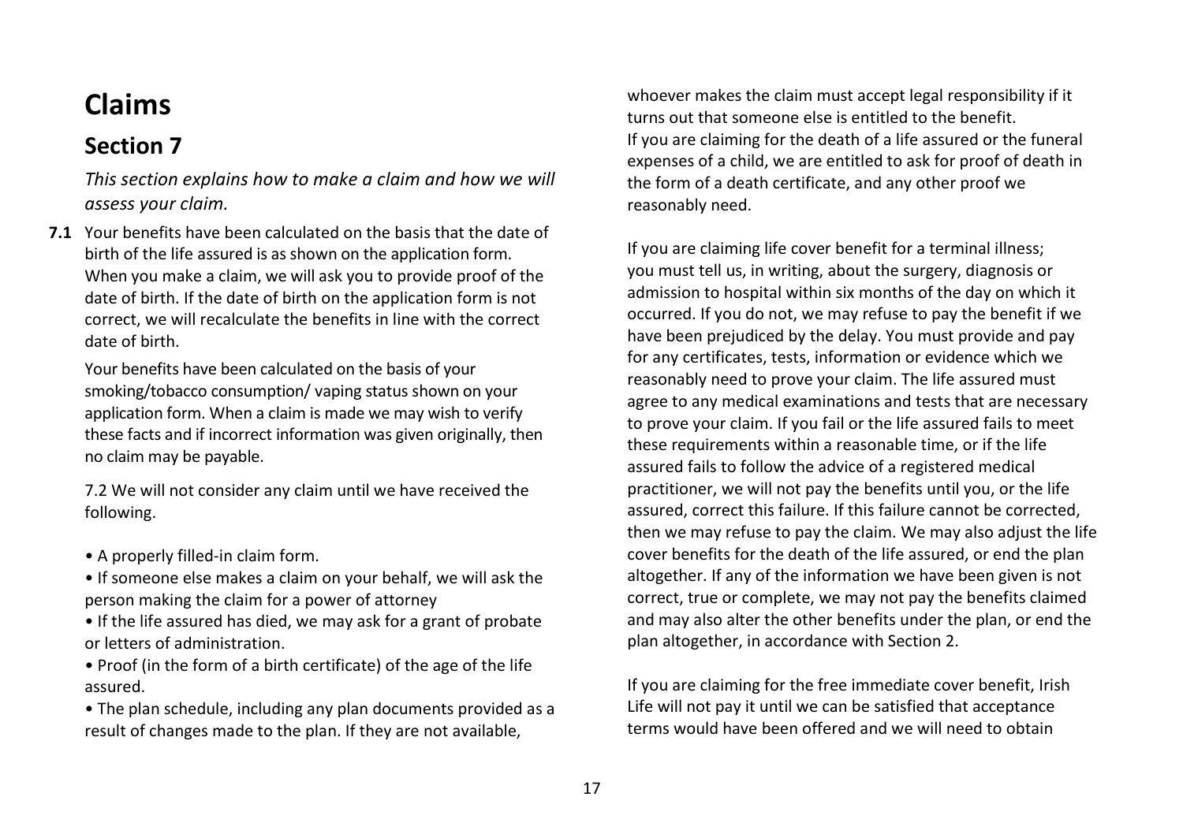# Claims

## Section 7

*This section explains how to make a claim and how we will assess your claim.*

**7.1** Your benefits have been calculated on the basis that the date of birth of the life assured is as shown on the application form. When you make a claim, we will ask you to provide proof of the date of birth. If the date of birth on the application form is not correct, we will recalculate the benefits in line with the correct date of birth.

Your benefits have been calculated on the basis of your smoking/tobacco consumption/ vaping status shown on your application form. When a claim is made we may wish to verify these facts and if incorrect information was given originally, then no claim may be payable.

7.2 We will not consider any claim until we have received the following.

- A properly filled-in claim form.
- If someone else makes a claim on your behalf, we will ask the person making the claim for a power of attorney
- If the life assured has died, we may ask for a grant of probate or letters of administration.
- Proof (in the form of a birth certificate) of the age of the life assured.
- The plan schedule, including any plan documents provided as a result of changes made to the plan. If they are not available, whoever makes the claim must accept legal responsibility if it turns out that someone else is entitled to the benefit.

If you are claiming for the death of a life assured or the funeral expenses of a child, we are entitled to ask for proof of death in the form of a death certificate, and any other proof we reasonably need.

If you are claiming life cover benefit for a terminal illness; you must tell us, in writing, about the surgery, diagnosis or admission to hospital within six months of the day on which it occurred. If you do not, we may refuse to pay the benefit if we have been prejudiced by the delay. You must provide and pay for any certificates, tests, information or evidence which we reasonably need to prove your claim. The life assured must agree to any medical examinations and tests that are necessary to prove your claim. If you fail or the life assured fails to meet these requirements within a reasonable time, or if the life assured fails to follow the advice of a registered medical practitioner, we will not pay the benefits until you, or the life assured, correct this failure. If this failure cannot be corrected, then we may refuse to pay the claim. We may also adjust the life cover benefits for the death of the life assured, or end the plan altogether. If any of the information we have been given is not correct, true or complete, we may not pay the benefits claimed and may also alter the other benefits under the plan, or end the plan altogether, in accordance with Section 2.

If you are claiming for the free immediate cover benefit, Irish Life will not pay it until we can be satisfied that acceptance terms would have been offered and we will need to obtain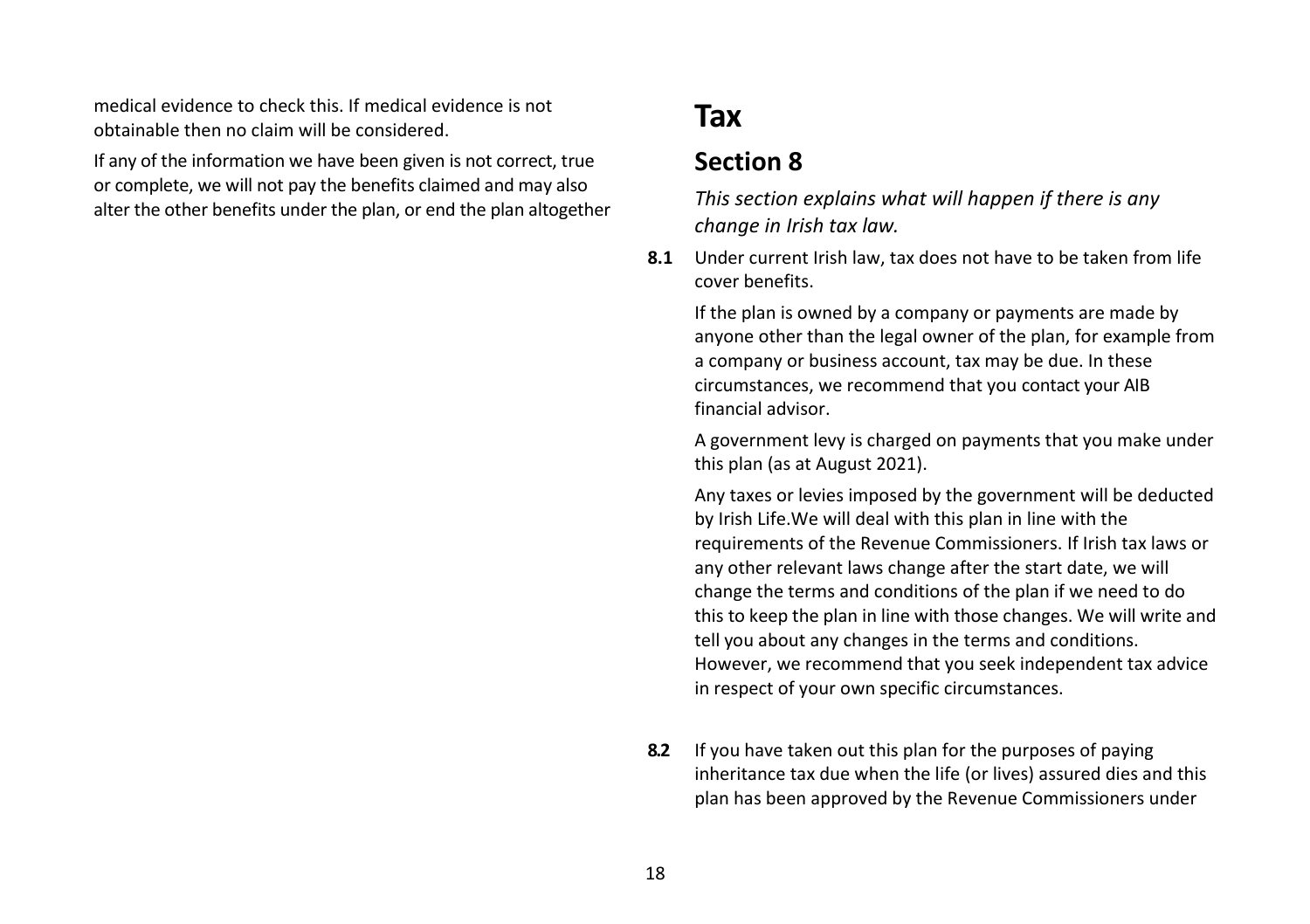medical evidence to check this. If medical evidence is not obtainable then no claim will be considered.

If any of the information we have been given is not correct, true or complete, we will not pay the benefits claimed and may also alter the other benefits under the plan, or end the plan altogether

# Tax

## Section 8

*This section explains what will happen if there is any change in Irish tax law.*

**8.1** Under current Irish law, tax does not have to be taken from life cover benefits.

If the plan is owned by a company or payments are made by anyone other than the legal owner of the plan, for example from a company or business account, tax may be due. In these circumstances, we recommend that you contact your AIB financial advisor.

A government levy is charged on payments that you make under this plan (as at August 2021).

Any taxes or levies imposed by the government will be deducted by Irish Life.We will deal with this plan in line with the requirements of the Revenue Commissioners. If Irish tax laws or any other relevant laws change after the start date, we will change the terms and conditions of the plan if we need to do this to keep the plan in line with those changes. We will write and tell you about any changes in the terms and conditions. However, we recommend that you seek independent tax advice in respect of your own specific circumstances.

**8.2** If you have taken out this plan for the purposes of paying inheritance tax due when the life (or lives) assured dies and this plan has been approved by the Revenue Commissioners under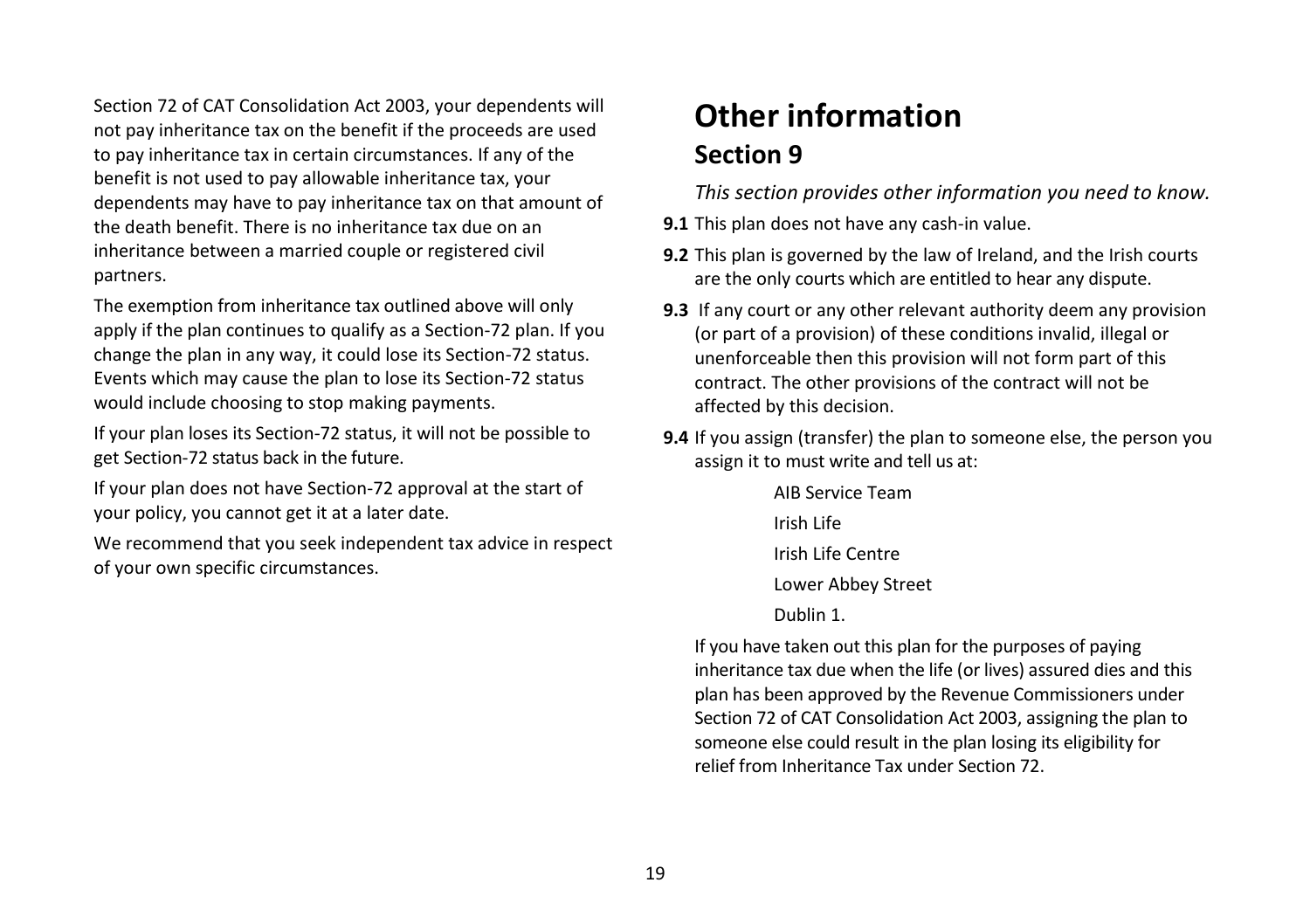Section 72 of CAT Consolidation Act 2003, your dependents will not pay inheritance tax on the benefit if the proceeds are used to pay inheritance tax in certain circumstances. If any of the benefit is not used to pay allowable inheritance tax, your dependents may have to pay inheritance tax on that amount of the death benefit. There is no inheritance tax due on an inheritance between a married couple or registered civil partners.

The exemption from inheritance tax outlined above will only apply if the plan continues to qualify as a Section-72 plan. If you change the plan in any way, it could lose its Section-72 status. Events which may cause the plan to lose its Section-72 status would include choosing to stop making payments.

If your plan loses its Section-72 status, it will not be possible to get Section-72 status back in the future.

If your plan does not have Section-72 approval at the start of your policy, you cannot get it at a later date.

We recommend that you seek independent tax advice in respect of your own specific circumstances.

# Other information

## Section 9

*This section provides other information you need to know.*

**9.1** This plan does not have any cash-in value.

**9.2** This plan is governed by the law of Ireland, and the Irish courts are the only courts which are entitled to hear any dispute.

**9.3** If any court or any other relevant authority deem any provision (or part of a provision) of these conditions invalid, illegal or unenforceable then this provision will not form part of this contract. The other provisions of the contract will not be affected by this decision.

**9.4** If you assign (transfer) the plan to someone else, the person you assign it to must write and tell us at:

AIB Service Team
Irish Life
Irish Life Centre
Lower Abbey Street
Dublin 1.

If you have taken out this plan for the purposes of paying inheritance tax due when the life (or lives) assured dies and this plan has been approved by the Revenue Commissioners under Section 72 of CAT Consolidation Act 2003, assigning the plan to someone else could result in the plan losing its eligibility for relief from Inheritance Tax under Section 72.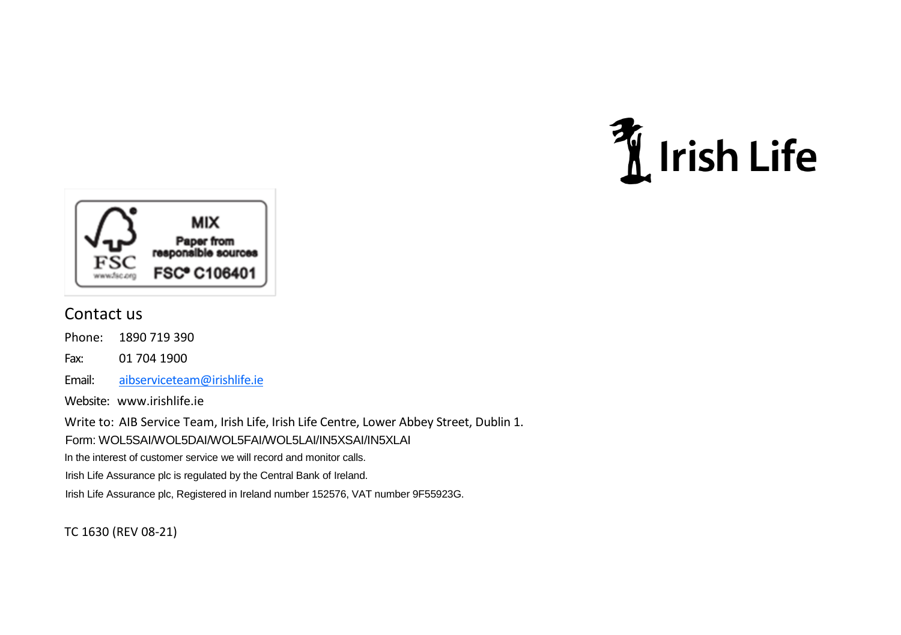Irish Life

MIX
Paper from responsible sources
FSC® C106401
FSC
www.fsc.org

## Contact us

Phone: 1890 719 390

Fax: 01 704 1900

Email: aibserviceteam@irishlife.ie

Website: www.irishlife.ie

Write to: AIB Service Team, Irish Life, Irish Life Centre, Lower Abbey Street, Dublin 1.

Form: WOL5SAI/WOL5DAI/WOL5FAI/WOL5LAI/IN5XSAI/IN5XLAI

In the interest of customer service we will record and monitor calls.

Irish Life Assurance plc is regulated by the Central Bank of Ireland.

Irish Life Assurance plc, Registered in Ireland number 152576, VAT number 9F55923G.

TC 1630 (REV 08-21)